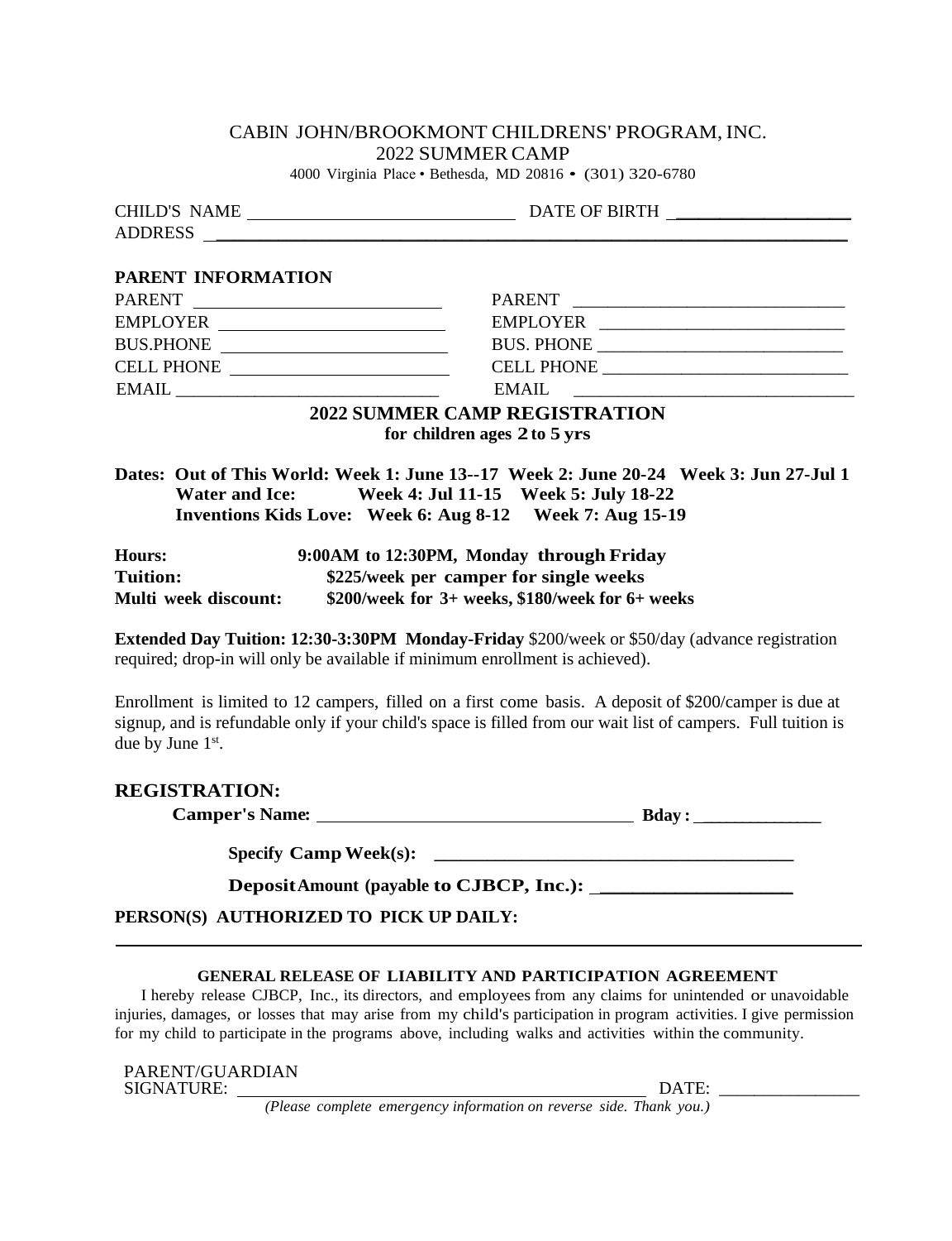# CABIN JOHN/BROOKMONT CHILDRENS' PROGRAM, INC.
## 2022 SUMMER CAMP

4000 Virginia Place • Bethesda, MD 20816 • (301) 320-6780

CHILD'S NAME ______________________________ DATE OF BIRTH ____________________
ADDRESS ______________________________________________________________________

**PARENT INFORMATION**

| | |
|---|---|
| PARENT ____________________________ | PARENT ______________________________ |
| EMPLOYER __________________________ | EMPLOYER ____________________________ |
| BUS.PHONE _________________________ | BUS. PHONE ___________________________ |
| CELL PHONE ________________________ | CELL PHONE ___________________________ |
| EMAIL _____________________________ | EMAIL ________________________________ |

## 2022 SUMMER CAMP REGISTRATION

**for children ages 2 to 5 yrs**

**Dates: Out of This World: Week 1: June 13--17 Week 2: June 20-24 Week 3: Jun 27-Jul 1**
**Water and Ice: Week 4: Jul 11-15 Week 5: July 18-22**
**Inventions Kids Love: Week 6: Aug 8-12 Week 7: Aug 15-19**

**Hours:** 9:00AM to 12:30PM, Monday through Friday
**Tuition:** $225/week per camper for single weeks
**Multi week discount:** $200/week for 3+ weeks, $180/week for 6+ weeks

**Extended Day Tuition: 12:30-3:30PM Monday-Friday** $200/week or $50/day (advance registration required; drop-in will only be available if minimum enrollment is achieved).

Enrollment is limited to 12 campers, filled on a first come basis. A deposit of $200/camper is due at signup, and is refundable only if your child's space is filled from our wait list of campers. Full tuition is due by June 1st.

## REGISTRATION:

**Camper's Name:** ______________________________ **Bday:** ______________

**Specify Camp Week(s):** ______________________________________

**Deposit Amount (payable to CJBCP, Inc.):** ____________________

**PERSON(S) AUTHORIZED TO PICK UP DAILY:**

_______________________________________________________________________________

**GENERAL RELEASE OF LIABILITY AND PARTICIPATION AGREEMENT**

I hereby release CJBCP, Inc., its directors, and employees from any claims for unintended or unavoidable injuries, damages, or losses that may arise from my child's participation in program activities. I give permission for my child to participate in the programs above, including walks and activities within the community.

PARENT/GUARDIAN
SIGNATURE: ______________________________________________ DATE: ________________

*(Please complete emergency information on reverse side. Thank you.)*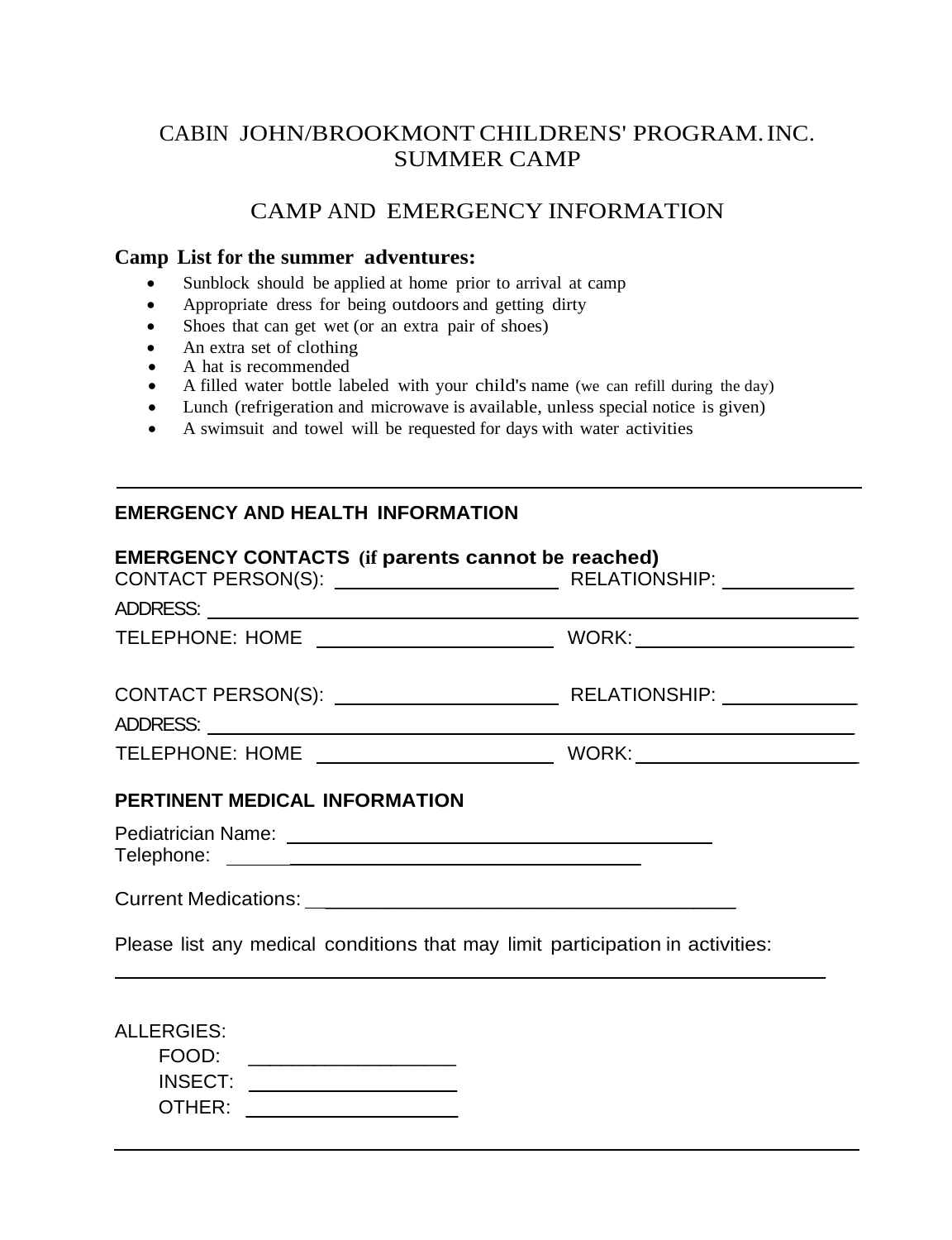# CABIN JOHN/BROOKMONT CHILDRENS' PROGRAM. INC.
# SUMMER CAMP

## CAMP AND EMERGENCY INFORMATION

**Camp List for the summer adventures:**

- Sunblock should be applied at home prior to arrival at camp
- Appropriate dress for being outdoors and getting dirty
- Shoes that can get wet (or an extra pair of shoes)
- An extra set of clothing
- A hat is recommended
- A filled water bottle labeled with your child's name (we can refill during the day)
- Lunch (refrigeration and microwave is available, unless special notice is given)
- A swimsuit and towel will be requested for days with water activities

---

### EMERGENCY AND HEALTH INFORMATION

**EMERGENCY CONTACTS (if parents cannot be reached)**

CONTACT PERSON(S): ____________________ RELATIONSHIP: ____________

ADDRESS: ____________________________________________________________

TELEPHONE: HOME ______________________ WORK: ____________________

CONTACT PERSON(S): ____________________ RELATIONSHIP: ____________

ADDRESS: ____________________________________________________________

TELEPHONE: HOME ______________________ WORK: ____________________

### PERTINENT MEDICAL INFORMATION

Pediatrician Name: ______________________________________
Telephone: ______________________________________

Current Medications: ______________________________________

Please list any medical conditions that may limit participation in activities:

______________________________________________________________________

ALLERGIES:
FOOD: ___________________
INSECT: ___________________
OTHER: ___________________

---